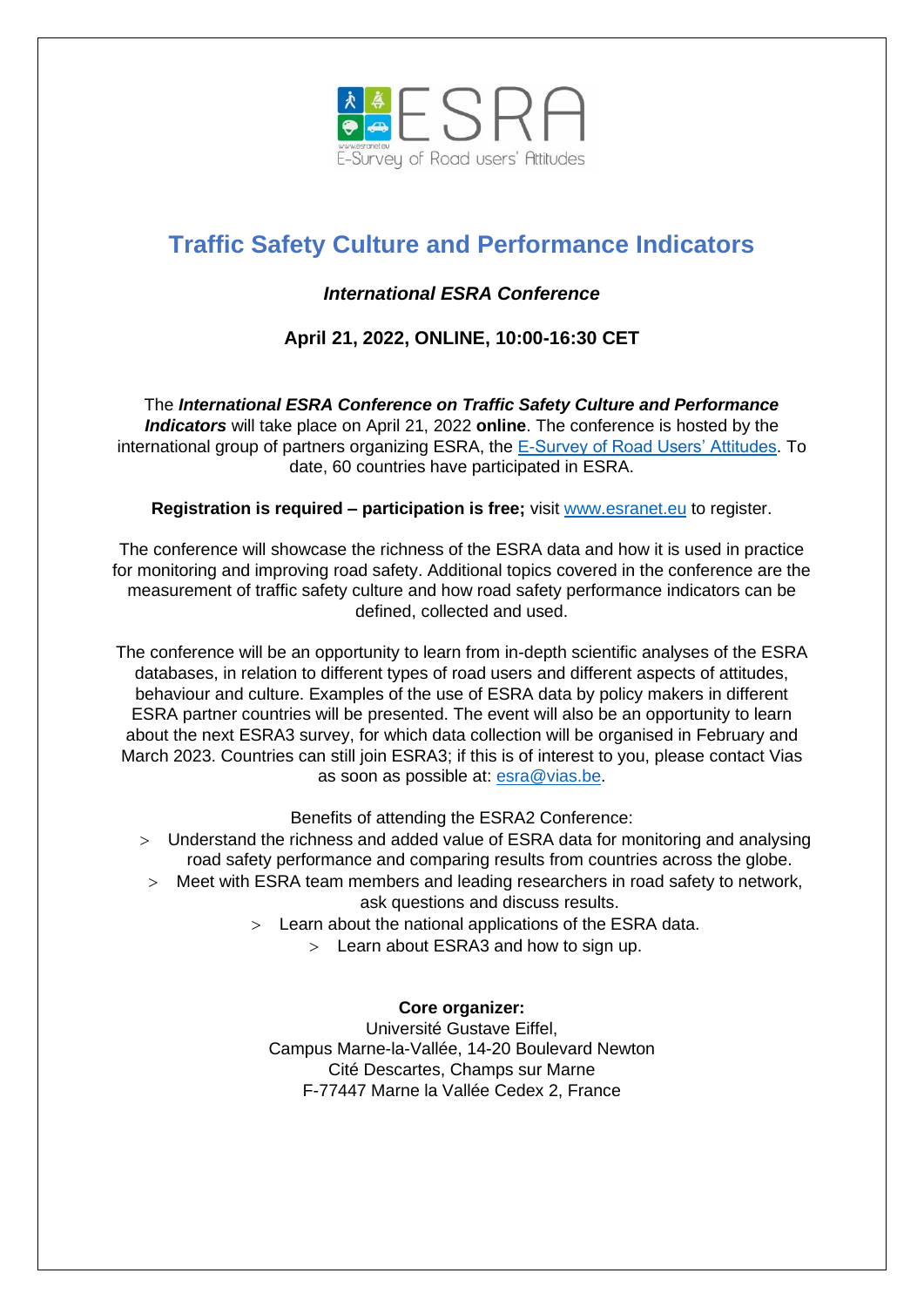ESRA

E-Survey of Road users' Attitudes

# Traffic Safety Culture and Performance Indicators

***International ESRA Conference***

**April 21, 2022, ONLINE, 10:00-16:30 CET**

The ***International ESRA Conference on Traffic Safety Culture and Performance Indicators*** will take place on April 21, 2022 **online**. The conference is hosted by the international group of partners organizing ESRA, the [E-Survey of Road Users' Attitudes](). To date, 60 countries have participated in ESRA.

**Registration is required – participation is free;** visit [www.esranet.eu]() to register.

The conference will showcase the richness of the ESRA data and how it is used in practice for monitoring and improving road safety. Additional topics covered in the conference are the measurement of traffic safety culture and how road safety performance indicators can be defined, collected and used.

The conference will be an opportunity to learn from in-depth scientific analyses of the ESRA databases, in relation to different types of road users and different aspects of attitudes, behaviour and culture. Examples of the use of ESRA data by policy makers in different ESRA partner countries will be presented. The event will also be an opportunity to learn about the next ESRA3 survey, for which data collection will be organised in February and March 2023. Countries can still join ESRA3; if this is of interest to you, please contact Vias as soon as possible at: [esra@vias.be]().

Benefits of attending the ESRA2 Conference:

- Understand the richness and added value of ESRA data for monitoring and analysing road safety performance and comparing results from countries across the globe.
- Meet with ESRA team members and leading researchers in road safety to network, ask questions and discuss results.
- Learn about the national applications of the ESRA data.
- Learn about ESRA3 and how to sign up.

**Core organizer:**
Université Gustave Eiffel,
Campus Marne-la-Vallée, 14-20 Boulevard Newton
Cité Descartes, Champs sur Marne
F-77447 Marne la Vallée Cedex 2, France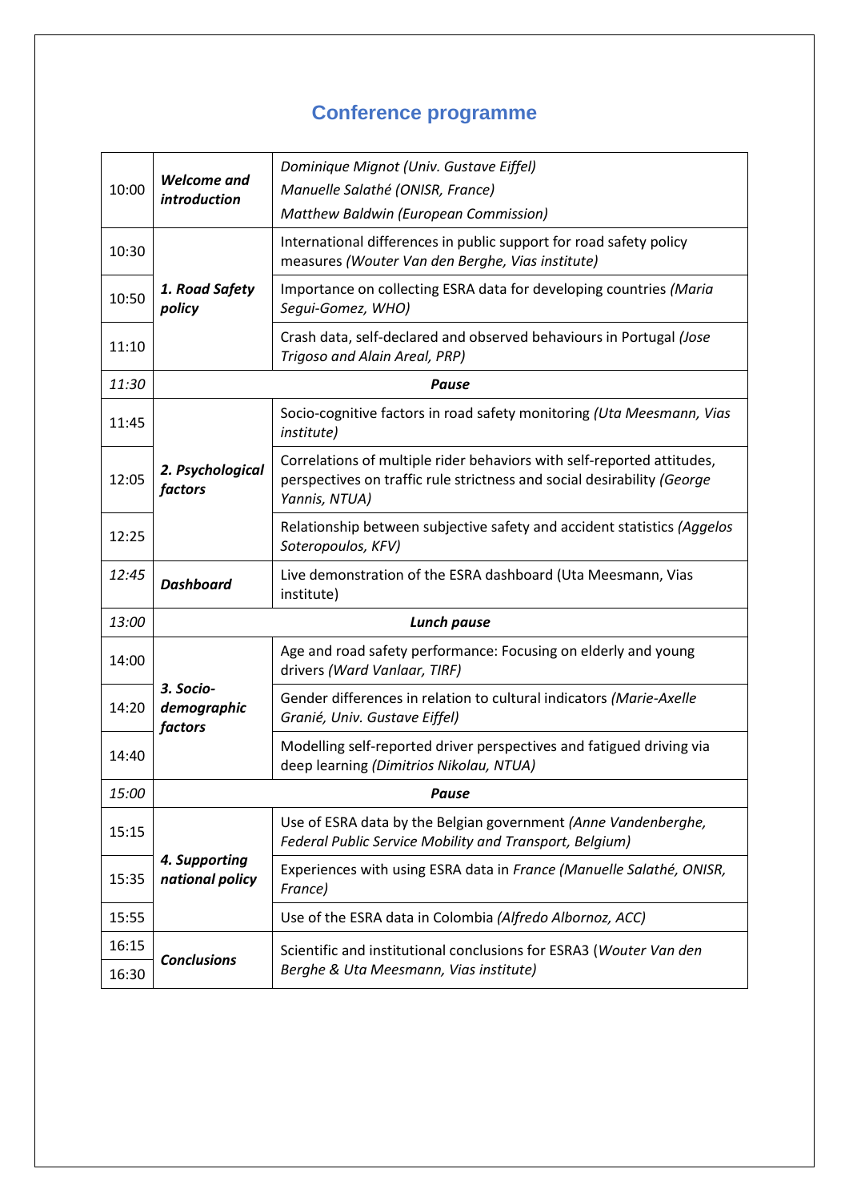## Conference programme

| | | |
|---|---|---|
| 10:00 | ***Welcome and introduction*** | *Dominique Mignot (Univ. Gustave Eiffel)*<br>*Manuelle Salathé (ONISR, France)*<br>*Matthew Baldwin (European Commission)* |
| 10:30 | ***1. Road Safety policy*** | International differences in public support for road safety policy measures *(Wouter Van den Berghe, Vias institute)* |
| 10:50 | | Importance on collecting ESRA data for developing countries *(Maria Segui-Gomez, WHO)* |
| 11:10 | | Crash data, self-declared and observed behaviours in Portugal *(Jose Trigoso and Alain Areal, PRP)* |
| *11:30* | ***Pause*** | |
| 11:45 | ***2. Psychological factors*** | Socio-cognitive factors in road safety monitoring *(Uta Meesmann, Vias institute)* |
| 12:05 | | Correlations of multiple rider behaviors with self-reported attitudes, perspectives on traffic rule strictness and social desirability *(George Yannis, NTUA)* |
| 12:25 | | Relationship between subjective safety and accident statistics *(Aggelos Soteropoulos, KFV)* |
| *12:45* | ***Dashboard*** | Live demonstration of the ESRA dashboard (Uta Meesmann, Vias institute) |
| *13:00* | ***Lunch pause*** | |
| 14:00 | ***3. Socio-demographic factors*** | Age and road safety performance: Focusing on elderly and young drivers *(Ward Vanlaar, TIRF)* |
| 14:20 | | Gender differences in relation to cultural indicators *(Marie-Axelle Granié, Univ. Gustave Eiffel)* |
| 14:40 | | Modelling self-reported driver perspectives and fatigued driving via deep learning *(Dimitrios Nikolau, NTUA)* |
| *15:00* | ***Pause*** | |
| 15:15 | ***4. Supporting national policy*** | Use of ESRA data by the Belgian government *(Anne Vandenberghe, Federal Public Service Mobility and Transport, Belgium)* |
| 15:35 | | Experiences with using ESRA data in *France (Manuelle Salathé, ONISR, France)* |
| 15:55 | | Use of the ESRA data in Colombia *(Alfredo Albornoz, ACC)* |
| 16:15<br>16:30 | ***Conclusions*** | Scientific and institutional conclusions for ESRA3 (*Wouter Van den Berghe & Uta Meesmann, Vias institute)* |